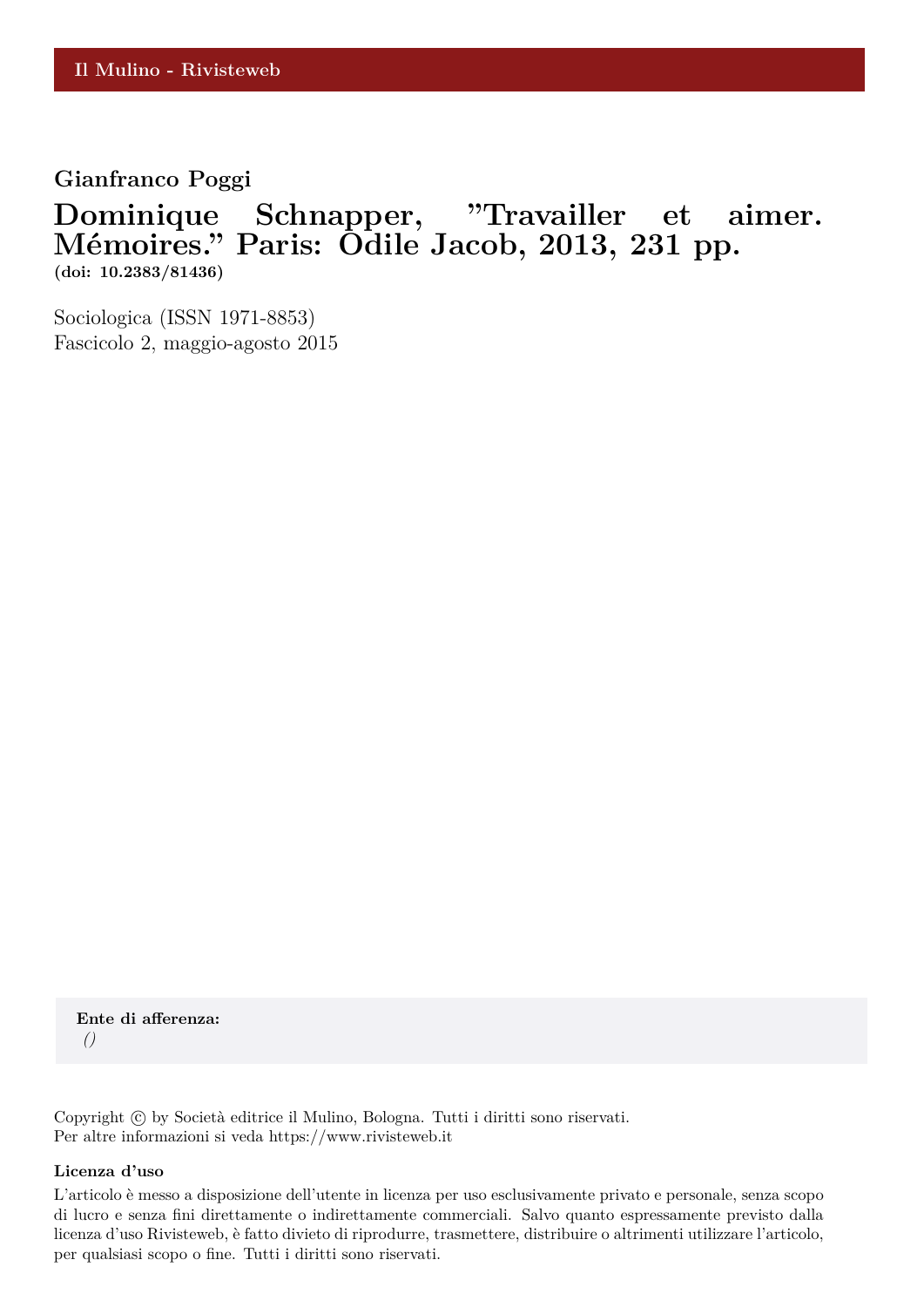Il Mulino - Rivisteweb

**Gianfranco Poggi**

# Dominique Schnapper, ”Travailler et aimer. Mémoires.” Paris: Odile Jacob, 2013, 231 pp.

**(doi: 10.2383/81436)**

Sociologica (ISSN 1971-8853)
Fascicolo 2, maggio-agosto 2015

**Ente di afferenza:**
*()*

Copyright © by Società editrice il Mulino, Bologna. Tutti i diritti sono riservati.
Per altre informazioni si veda https://www.rivisteweb.it

**Licenza d’uso**

L’articolo è messo a disposizione dell’utente in licenza per uso esclusivamente privato e personale, senza scopo di lucro e senza fini direttamente o indirettamente commerciali. Salvo quanto espressamente previsto dalla licenza d’uso Rivisteweb, è fatto divieto di riprodurre, trasmettere, distribuire o altrimenti utilizzare l’articolo, per qualsiasi scopo o fine. Tutti i diritti sono riservati.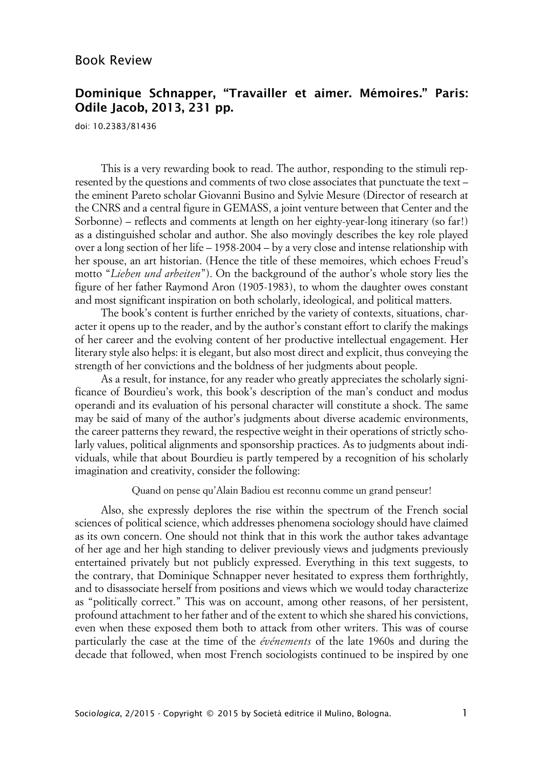Book Review

## Dominique Schnapper, "Travailler et aimer. Mémoires." Paris: Odile Jacob, 2013, 231 pp.

doi: 10.2383/81436

This is a very rewarding book to read. The author, responding to the stimuli represented by the questions and comments of two close associates that punctuate the text – the eminent Pareto scholar Giovanni Busino and Sylvie Mesure (Director of research at the CNRS and a central figure in GEMASS, a joint venture between that Center and the Sorbonne) – reflects and comments at length on her eighty-year-long itinerary (so far!) as a distinguished scholar and author. She also movingly describes the key role played over a long section of her life – 1958-2004 – by a very close and intense relationship with her spouse, an art historian. (Hence the title of these memoires, which echoes Freud's motto "*Lieben und arbeiten*"). On the background of the author's whole story lies the figure of her father Raymond Aron (1905-1983), to whom the daughter owes constant and most significant inspiration on both scholarly, ideological, and political matters.

The book's content is further enriched by the variety of contexts, situations, character it opens up to the reader, and by the author's constant effort to clarify the makings of her career and the evolving content of her productive intellectual engagement. Her literary style also helps: it is elegant, but also most direct and explicit, thus conveying the strength of her convictions and the boldness of her judgments about people.

As a result, for instance, for any reader who greatly appreciates the scholarly significance of Bourdieu's work, this book's description of the man's conduct and modus operandi and its evaluation of his personal character will constitute a shock. The same may be said of many of the author's judgments about diverse academic environments, the career patterns they reward, the respective weight in their operations of strictly scholarly values, political alignments and sponsorship practices. As to judgments about individuals, while that about Bourdieu is partly tempered by a recognition of his scholarly imagination and creativity, consider the following:

> Quand on pense qu'Alain Badiou est reconnu comme un grand penseur!

Also, she expressly deplores the rise within the spectrum of the French social sciences of political science, which addresses phenomena sociology should have claimed as its own concern. One should not think that in this work the author takes advantage of her age and her high standing to deliver previously views and judgments previously entertained privately but not publicly expressed. Everything in this text suggests, to the contrary, that Dominique Schnapper never hesitated to express them forthrightly, and to disassociate herself from positions and views which we would today characterize as "politically correct." This was on account, among other reasons, of her persistent, profound attachment to her father and of the extent to which she shared his convictions, even when these exposed them both to attack from other writers. This was of course particularly the case at the time of the *événements* of the late 1960s and during the decade that followed, when most French sociologists continued to be inspired by one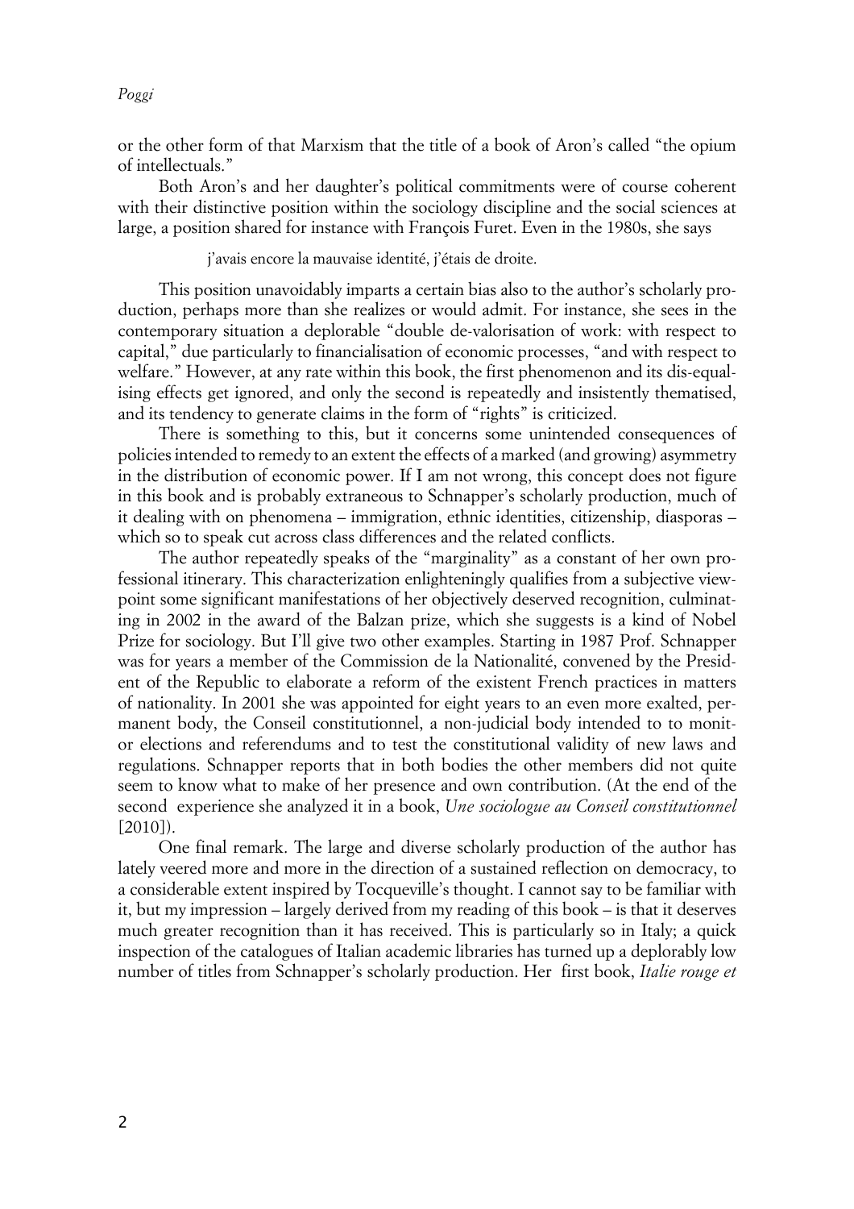or the other form of that Marxism that the title of a book of Aron's called "the opium of intellectuals."

Both Aron's and her daughter's political commitments were of course coherent with their distinctive position within the sociology discipline and the social sciences at large, a position shared for instance with François Furet. Even in the 1980s, she says

> j'avais encore la mauvaise identité, j'étais de droite.

This position unavoidably imparts a certain bias also to the author's scholarly production, perhaps more than she realizes or would admit. For instance, she sees in the contemporary situation a deplorable "double de-valorisation of work: with respect to capital," due particularly to financialisation of economic processes, "and with respect to welfare." However, at any rate within this book, the first phenomenon and its dis-equalising effects get ignored, and only the second is repeatedly and insistently thematised, and its tendency to generate claims in the form of "rights" is criticized.

There is something to this, but it concerns some unintended consequences of policies intended to remedy to an extent the effects of a marked (and growing) asymmetry in the distribution of economic power. If I am not wrong, this concept does not figure in this book and is probably extraneous to Schnapper's scholarly production, much of it dealing with on phenomena – immigration, ethnic identities, citizenship, diasporas – which so to speak cut across class differences and the related conflicts.

The author repeatedly speaks of the "marginality" as a constant of her own professional itinerary. This characterization enlighteningly qualifies from a subjective viewpoint some significant manifestations of her objectively deserved recognition, culminating in 2002 in the award of the Balzan prize, which she suggests is a kind of Nobel Prize for sociology. But I'll give two other examples. Starting in 1987 Prof. Schnapper was for years a member of the Commission de la Nationalité, convened by the President of the Republic to elaborate a reform of the existent French practices in matters of nationality. In 2001 she was appointed for eight years to an even more exalted, permanent body, the Conseil constitutionnel, a non-judicial body intended to to monitor elections and referendums and to test the constitutional validity of new laws and regulations. Schnapper reports that in both bodies the other members did not quite seem to know what to make of her presence and own contribution. (At the end of the second experience she analyzed it in a book, *Une sociologue au Conseil constitutionnel* [2010]).

One final remark. The large and diverse scholarly production of the author has lately veered more and more in the direction of a sustained reflection on democracy, to a considerable extent inspired by Tocqueville's thought. I cannot say to be familiar with it, but my impression – largely derived from my reading of this book – is that it deserves much greater recognition than it has received. This is particularly so in Italy; a quick inspection of the catalogues of Italian academic libraries has turned up a deplorably low number of titles from Schnapper's scholarly production. Her first book, *Italie rouge et*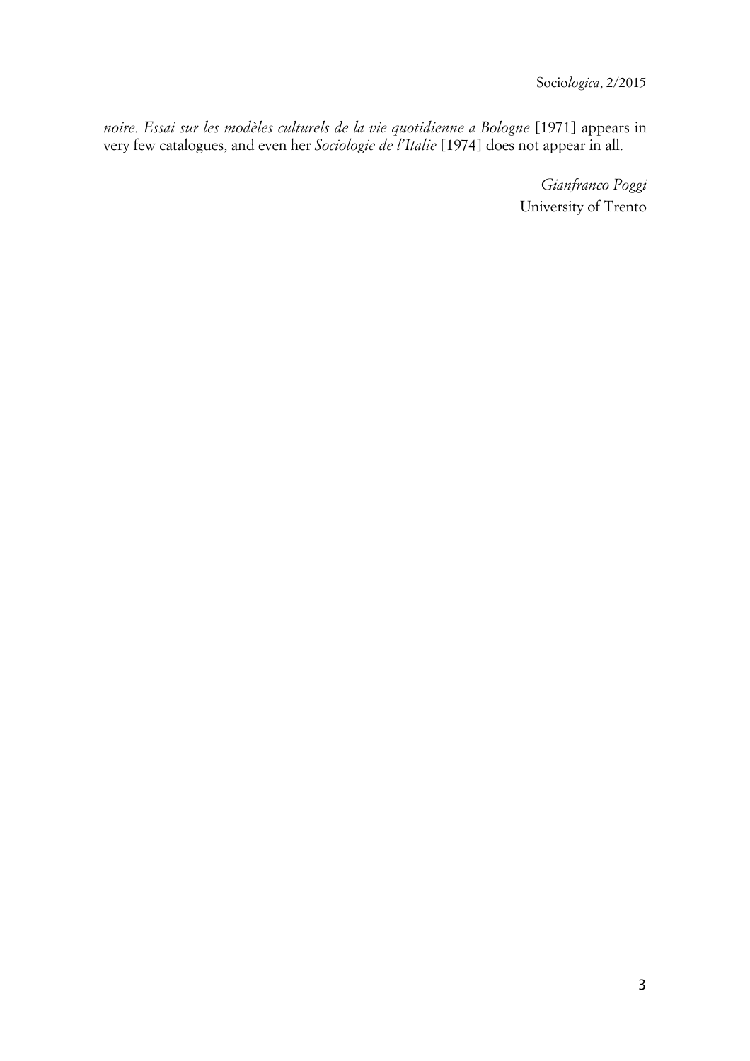*noire. Essai sur les modèles culturels de la vie quotidienne a Bologne* [1971] appears in very few catalogues, and even her *Sociologie de l'Italie* [1974] does not appear in all.

*Gianfranco Poggi*
University of Trento